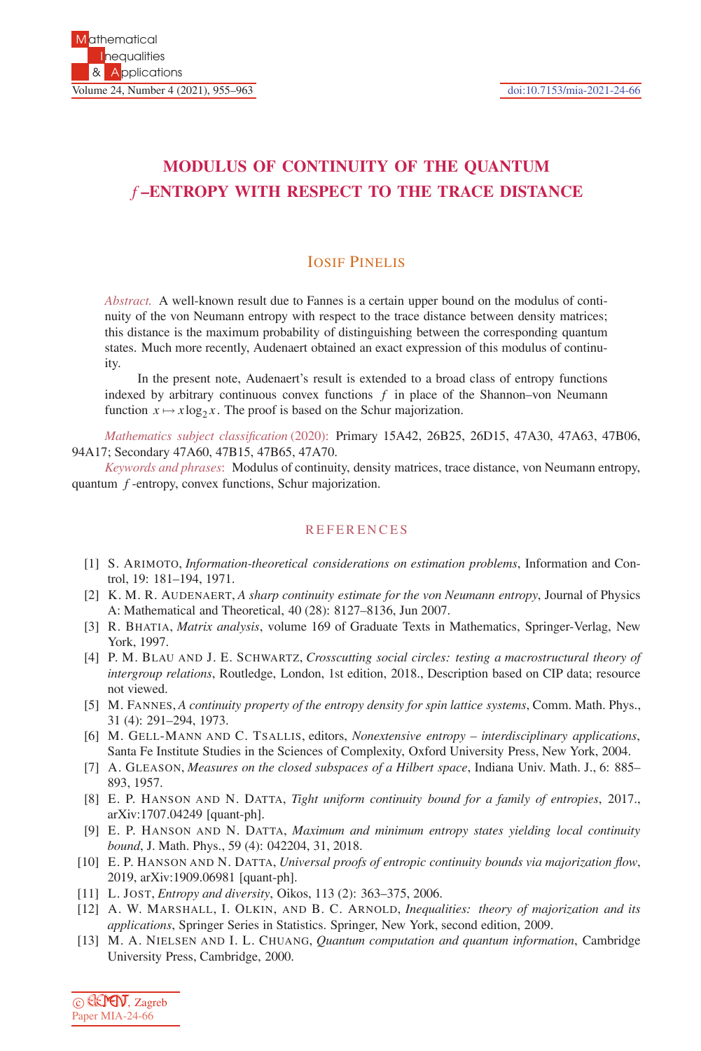# MODULUS OF CONTINUITY OF THE QUANTUM $f$–ENTROPY WITH RESPECT TO THE TRACE DISTANCE

## Iosif Pinelis

*Abstract.* A well-known result due to Fannes is a certain upper bound on the modulus of continuity of the von Neumann entropy with respect to the trace distance between density matrices; this distance is the maximum probability of distinguishing between the corresponding quantum states. Much more recently, Audenaert obtained an exact expression of this modulus of continuity.

In the present note, Audenaert's result is extended to a broad class of entropy functions indexed by arbitrary continuous convex functions $f$ in place of the Shannon–von Neumann function $x \mapsto x\log_2 x$. The proof is based on the Schur majorization.

*Mathematics subject classification* (2020): Primary 15A42, 26B25, 26D15, 47A30, 47A63, 47B06, 94A17; Secondary 47A60, 47B15, 47B65, 47A70.

*Keywords and phrases*: Modulus of continuity, density matrices, trace distance, von Neumann entropy, quantum $f$-entropy, convex functions, Schur majorization.

## REFERENCES

[1] S. Arimoto, *Information-theoretical considerations on estimation problems*, Information and Control, 19: 181–194, 1971.

[2] K. M. R. Audenaert, *A sharp continuity estimate for the von Neumann entropy*, Journal of Physics A: Mathematical and Theoretical, 40 (28): 8127–8136, Jun 2007.

[3] R. Bhatia, *Matrix analysis*, volume 169 of Graduate Texts in Mathematics, Springer-Verlag, New York, 1997.

[4] P. M. Blau and J. E. Schwartz, *Crosscutting social circles: testing a macrostructural theory of intergroup relations*, Routledge, London, 1st edition, 2018., Description based on CIP data; resource not viewed.

[5] M. Fannes, *A continuity property of the entropy density for spin lattice systems*, Comm. Math. Phys., 31 (4): 291–294, 1973.

[6] M. Gell-Mann and C. Tsallis, editors, *Nonextensive entropy – interdisciplinary applications*, Santa Fe Institute Studies in the Sciences of Complexity, Oxford University Press, New York, 2004.

[7] A. Gleason, *Measures on the closed subspaces of a Hilbert space*, Indiana Univ. Math. J., 6: 885–893, 1957.

[8] E. P. Hanson and N. Datta, *Tight uniform continuity bound for a family of entropies*, 2017., arXiv:1707.04249 [quant-ph].

[9] E. P. Hanson and N. Datta, *Maximum and minimum entropy states yielding local continuity bound*, J. Math. Phys., 59 (4): 042204, 31, 2018.

[10] E. P. Hanson and N. Datta, *Universal proofs of entropic continuity bounds via majorization flow*, 2019, arXiv:1909.06981 [quant-ph].

[11] L. Jost, *Entropy and diversity*, Oikos, 113 (2): 363–375, 2006.

[12] A. W. Marshall, I. Olkin, and B. C. Arnold, *Inequalities: theory of majorization and its applications*, Springer Series in Statistics. Springer, New York, second edition, 2009.

[13] M. A. Nielsen and I. L. Chuang, *Quantum computation and quantum information*, Cambridge University Press, Cambridge, 2000.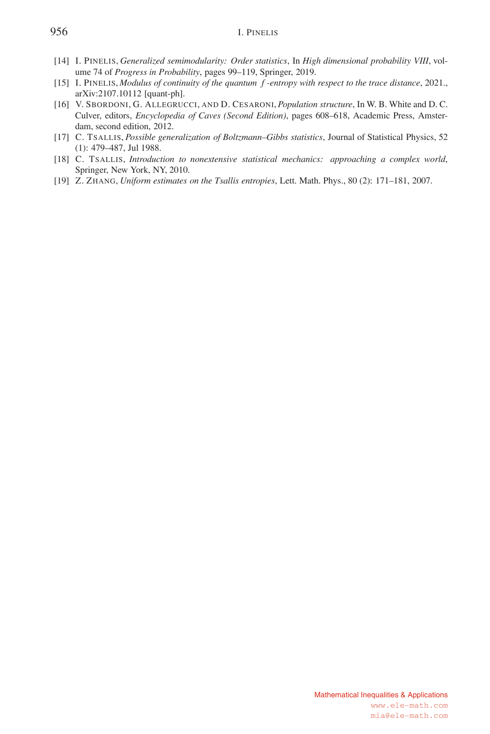[14] I. Pinelis, *Generalized semimodularity: Order statistics*, In *High dimensional probability VIII*, volume 74 of *Progress in Probability*, pages 99–119, Springer, 2019.

[15] I. Pinelis, *Modulus of continuity of the quantum $f$-entropy with respect to the trace distance*, 2021., arXiv:2107.10112 [quant-ph].

[16] V. Sbordoni, G. Allegrucci, and D. Cesaroni, *Population structure*, In W. B. White and D. C. Culver, editors, *Encyclopedia of Caves (Second Edition)*, pages 608–618, Academic Press, Amsterdam, second edition, 2012.

[17] C. Tsallis, *Possible generalization of Boltzmann–Gibbs statistics*, Journal of Statistical Physics, 52 (1): 479–487, Jul 1988.

[18] C. Tsallis, *Introduction to nonextensive statistical mechanics: approaching a complex world*, Springer, New York, NY, 2010.

[19] Z. Zhang, *Uniform estimates on the Tsallis entropies*, Lett. Math. Phys., 80 (2): 171–181, 2007.

Mathematical Inequalities & Applications
www.ele-math.com
mia@ele-math.com